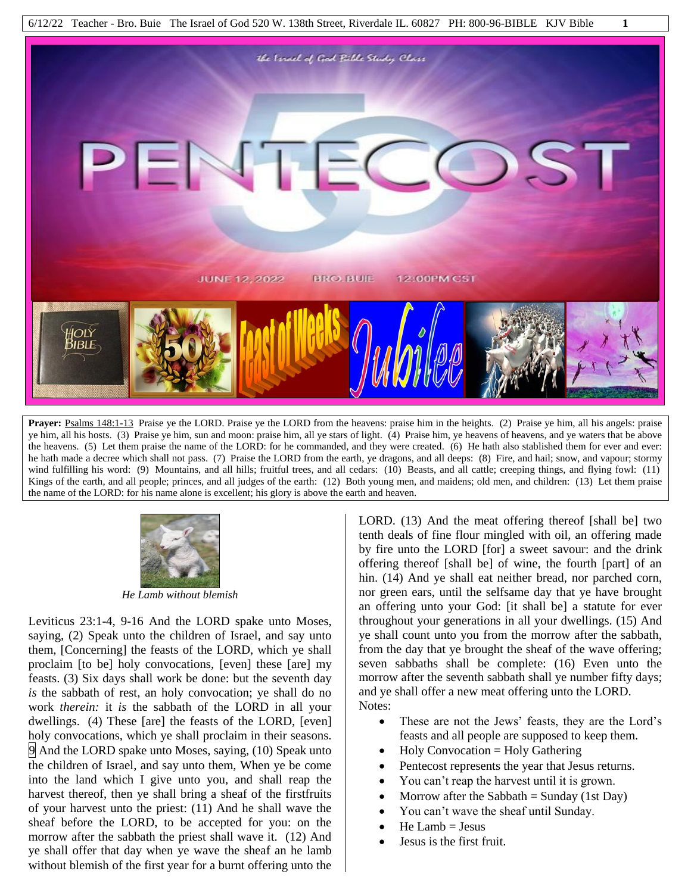**Prayer:** Psalms 148:1-13 Praise ye the LORD. Praise ye the LORD from the heavens: praise him in the heights. (2) Praise ye him, all his angels: praise ye him, all his hosts. (3) Praise ye him, sun and moon: praise him, all ye stars of light. (4) Praise him, ye heavens of heavens, and ye waters that be above the heavens. (5) Let them praise the name of the LORD: for he commanded, and they were created. (6) He hath also stablished them for ever and ever: he hath made a decree which shall not pass. (7) Praise the LORD from the earth, ye dragons, and all deeps: (8) Fire, and hail; snow, and vapour; stormy wind fulfilling his word: (9) Mountains, and all hills; fruitful trees, and all cedars: (10) Beasts, and all cattle; creeping things, and flying fowl: (11) Kings of the earth, and all people; princes, and all judges of the earth: (12) Both young men, and maidens; old men, and children: (13) Let them praise the name of the LORD: for his name alone is excellent; his glory is above the earth and heaven.

*He Lamb without blemish*

Leviticus 23:1-4, 9-16 And the LORD spake unto Moses, saying, (2) Speak unto the children of Israel, and say unto them, [Concerning] the feasts of the LORD, which ye shall proclaim [to be] holy convocations, [even] these [are] my feasts. (3) Six days shall work be done: but the seventh day *is* the sabbath of rest, an holy convocation; ye shall do no work *therein:* it *is* the sabbath of the LORD in all your dwellings. (4) These [are] the feasts of the LORD, [even] holy convocations, which ye shall proclaim in their seasons. 9 And the LORD spake unto Moses, saying, (10) Speak unto the children of Israel, and say unto them, When ye be come into the land which I give unto you, and shall reap the harvest thereof, then ye shall bring a sheaf of the firstfruits of your harvest unto the priest: (11) And he shall wave the sheaf before the LORD, to be accepted for you: on the morrow after the sabbath the priest shall wave it. (12) And ye shall offer that day when ye wave the sheaf an he lamb without blemish of the first year for a burnt offering unto the LORD. (13) And the meat offering thereof [shall be] two tenth deals of fine flour mingled with oil, an offering made by fire unto the LORD [for] a sweet savour: and the drink offering thereof [shall be] of wine, the fourth [part] of an hin. (14) And ye shall eat neither bread, nor parched corn, nor green ears, until the selfsame day that ye have brought an offering unto your God: [it shall be] a statute for ever throughout your generations in all your dwellings. (15) And ye shall count unto you from the morrow after the sabbath, from the day that ye brought the sheaf of the wave offering; seven sabbaths shall be complete: (16) Even unto the morrow after the seventh sabbath shall ye number fifty days; and ye shall offer a new meat offering unto the LORD.

Notes:

- These are not the Jews' feasts, they are the Lord's feasts and all people are supposed to keep them.
- Holy Convocation = Holy Gathering
- Pentecost represents the year that Jesus returns.
- You can't reap the harvest until it is grown.
- Morrow after the Sabbath = Sunday (1st Day)
- You can't wave the sheaf until Sunday.
- He Lamb = Jesus
- Jesus is the first fruit.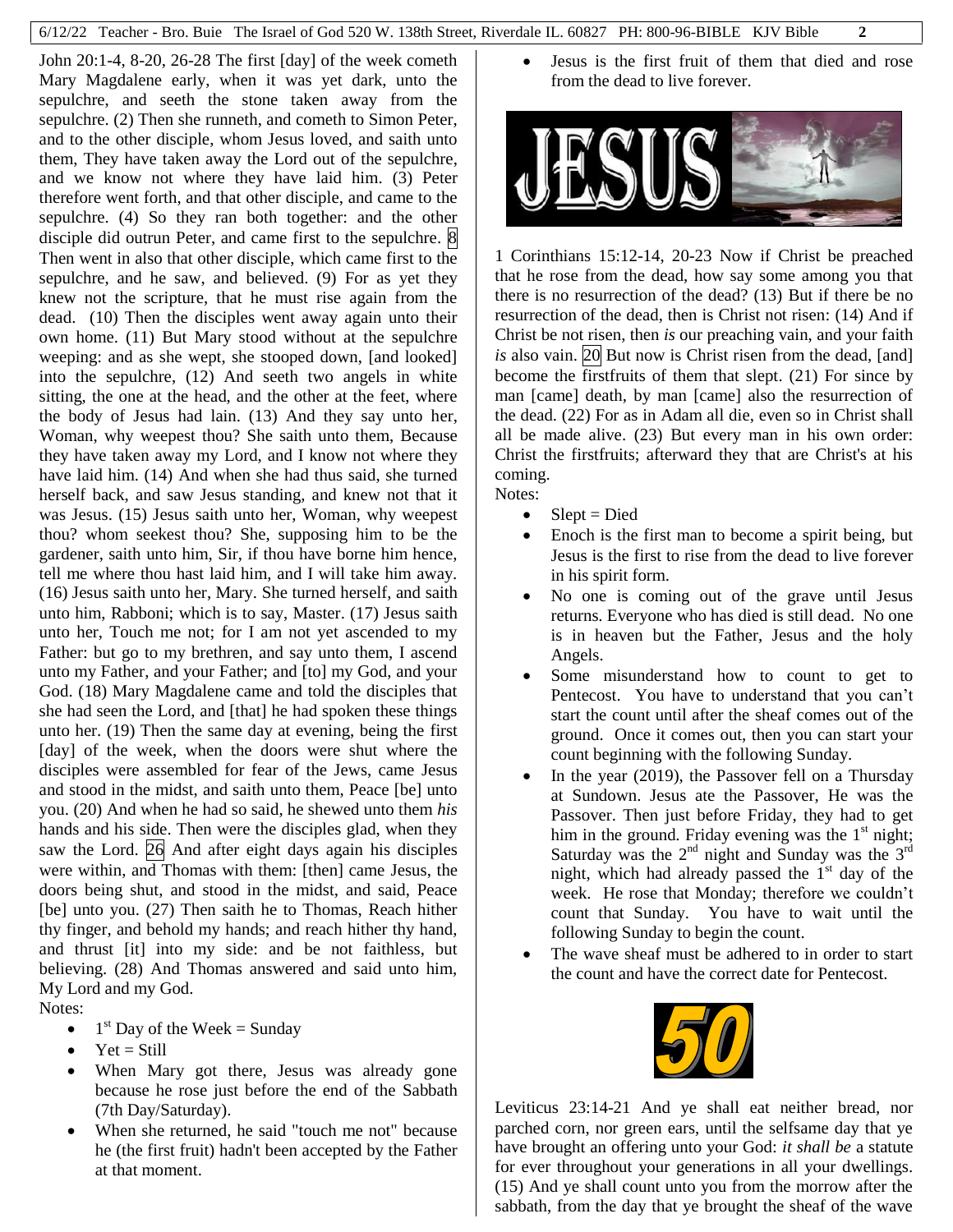John 20:1-4, 8-20, 26-28 The first [day] of the week cometh Mary Magdalene early, when it was yet dark, unto the sepulchre, and seeth the stone taken away from the sepulchre. (2) Then she runneth, and cometh to Simon Peter, and to the other disciple, whom Jesus loved, and saith unto them, They have taken away the Lord out of the sepulchre, and we know not where they have laid him. (3) Peter therefore went forth, and that other disciple, and came to the sepulchre. (4) So they ran both together: and the other disciple did outrun Peter, and came first to the sepulchre. 8 Then went in also that other disciple, which came first to the sepulchre, and he saw, and believed. (9) For as yet they knew not the scripture, that he must rise again from the dead. (10) Then the disciples went away again unto their own home. (11) But Mary stood without at the sepulchre weeping: and as she wept, she stooped down, [and looked] into the sepulchre, (12) And seeth two angels in white sitting, the one at the head, and the other at the feet, where the body of Jesus had lain. (13) And they say unto her, Woman, why weepest thou? She saith unto them, Because they have taken away my Lord, and I know not where they have laid him. (14) And when she had thus said, she turned herself back, and saw Jesus standing, and knew not that it was Jesus. (15) Jesus saith unto her, Woman, why weepest thou? whom seekest thou? She, supposing him to be the gardener, saith unto him, Sir, if thou have borne him hence, tell me where thou hast laid him, and I will take him away. (16) Jesus saith unto her, Mary. She turned herself, and saith unto him, Rabboni; which is to say, Master. (17) Jesus saith unto her, Touch me not; for I am not yet ascended to my Father: but go to my brethren, and say unto them, I ascend unto my Father, and your Father; and [to] my God, and your God. (18) Mary Magdalene came and told the disciples that she had seen the Lord, and [that] he had spoken these things unto her. (19) Then the same day at evening, being the first [day] of the week, when the doors were shut where the disciples were assembled for fear of the Jews, came Jesus and stood in the midst, and saith unto them, Peace [be] unto you. (20) And when he had so said, he shewed unto them *his* hands and his side. Then were the disciples glad, when they saw the Lord. 26 And after eight days again his disciples were within, and Thomas with them: [then] came Jesus, the doors being shut, and stood in the midst, and said, Peace [be] unto you. (27) Then saith he to Thomas, Reach hither thy finger, and behold my hands; and reach hither thy hand, and thrust [it] into my side: and be not faithless, but believing. (28) And Thomas answered and said unto him, My Lord and my God.

Notes:

- 1st Day of the Week = Sunday
- Yet = Still
- When Mary got there, Jesus was already gone because he rose just before the end of the Sabbath (7th Day/Saturday).
- When she returned, he said "touch me not" because he (the first fruit) hadn't been accepted by the Father at that moment.
- Jesus is the first fruit of them that died and rose from the dead to live forever.

1 Corinthians 15:12-14, 20-23 Now if Christ be preached that he rose from the dead, how say some among you that there is no resurrection of the dead? (13) But if there be no resurrection of the dead, then is Christ not risen: (14) And if Christ be not risen, then *is* our preaching vain, and your faith *is* also vain. 20 But now is Christ risen from the dead, [and] become the firstfruits of them that slept. (21) For since by man [came] death, by man [came] also the resurrection of the dead. (22) For as in Adam all die, even so in Christ shall all be made alive. (23) But every man in his own order: Christ the firstfruits; afterward they that are Christ's at his coming.

Notes:

- Slept = Died
- Enoch is the first man to become a spirit being, but Jesus is the first to rise from the dead to live forever in his spirit form.
- No one is coming out of the grave until Jesus returns. Everyone who has died is still dead. No one is in heaven but the Father, Jesus and the holy Angels.
- Some misunderstand how to count to get to Pentecost. You have to understand that you can't start the count until after the sheaf comes out of the ground. Once it comes out, then you can start your count beginning with the following Sunday.
- In the year (2019), the Passover fell on a Thursday at Sundown. Jesus ate the Passover, He was the Passover. Then just before Friday, they had to get him in the ground. Friday evening was the 1st night; Saturday was the 2nd night and Sunday was the 3rd night, which had already passed the 1st day of the week. He rose that Monday; therefore we couldn't count that Sunday. You have to wait until the following Sunday to begin the count.
- The wave sheaf must be adhered to in order to start the count and have the correct date for Pentecost.

Leviticus 23:14-21 And ye shall eat neither bread, nor parched corn, nor green ears, until the selfsame day that ye have brought an offering unto your God: *it shall be* a statute for ever throughout your generations in all your dwellings. (15) And ye shall count unto you from the morrow after the sabbath, from the day that ye brought the sheaf of the wave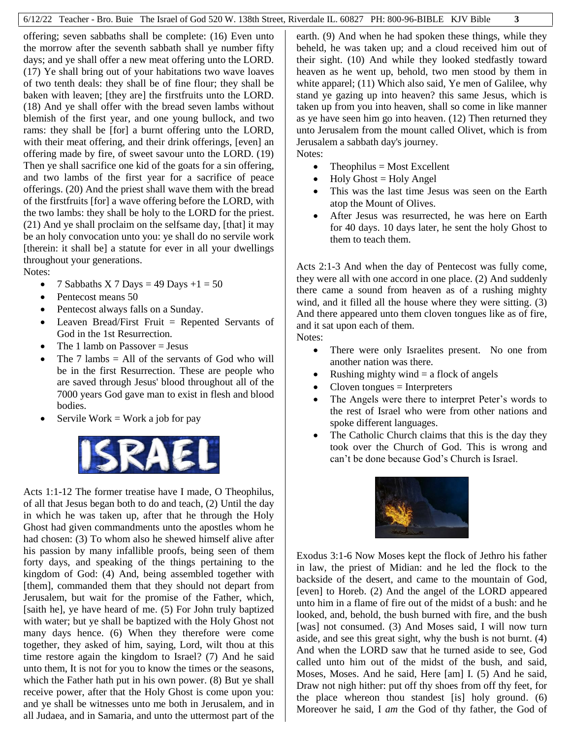offering; seven sabbaths shall be complete: (16) Even unto the morrow after the seventh sabbath shall ye number fifty days; and ye shall offer a new meat offering unto the LORD. (17) Ye shall bring out of your habitations two wave loaves of two tenth deals: they shall be of fine flour; they shall be baken with leaven; [they are] the firstfruits unto the LORD. (18) And ye shall offer with the bread seven lambs without blemish of the first year, and one young bullock, and two rams: they shall be [for] a burnt offering unto the LORD, with their meat offering, and their drink offerings, [even] an offering made by fire, of sweet savour unto the LORD. (19) Then ye shall sacrifice one kid of the goats for a sin offering, and two lambs of the first year for a sacrifice of peace offerings. (20) And the priest shall wave them with the bread of the firstfruits [for] a wave offering before the LORD, with the two lambs: they shall be holy to the LORD for the priest. (21) And ye shall proclaim on the selfsame day, [that] it may be an holy convocation unto you: ye shall do no servile work [therein: it shall be] a statute for ever in all your dwellings throughout your generations.

Notes:

- 7 Sabbaths X 7 Days = 49 Days +1 = 50
- Pentecost means 50
- Pentecost always falls on a Sunday.
- Leaven Bread/First Fruit = Repented Servants of God in the 1st Resurrection.
- The 1 lamb on Passover = Jesus
- The 7 lambs = All of the servants of God who will be in the first Resurrection. These are people who are saved through Jesus' blood throughout all of the 7000 years God gave man to exist in flesh and blood bodies.
- Servile Work = Work a job for pay

ISRAEL

Acts 1:1-12 The former treatise have I made, O Theophilus, of all that Jesus began both to do and teach, (2) Until the day in which he was taken up, after that he through the Holy Ghost had given commandments unto the apostles whom he had chosen: (3) To whom also he shewed himself alive after his passion by many infallible proofs, being seen of them forty days, and speaking of the things pertaining to the kingdom of God: (4) And, being assembled together with [them], commanded them that they should not depart from Jerusalem, but wait for the promise of the Father, which, [saith he], ye have heard of me. (5) For John truly baptized with water; but ye shall be baptized with the Holy Ghost not many days hence. (6) When they therefore were come together, they asked of him, saying, Lord, wilt thou at this time restore again the kingdom to Israel? (7) And he said unto them, It is not for you to know the times or the seasons, which the Father hath put in his own power. (8) But ye shall receive power, after that the Holy Ghost is come upon you: and ye shall be witnesses unto me both in Jerusalem, and in all Judaea, and in Samaria, and unto the uttermost part of the earth. (9) And when he had spoken these things, while they beheld, he was taken up; and a cloud received him out of their sight. (10) And while they looked stedfastly toward heaven as he went up, behold, two men stood by them in white apparel; (11) Which also said, Ye men of Galilee, why stand ye gazing up into heaven? this same Jesus, which is taken up from you into heaven, shall so come in like manner as ye have seen him go into heaven. (12) Then returned they unto Jerusalem from the mount called Olivet, which is from Jerusalem a sabbath day's journey.

Notes:

- Theophilus = Most Excellent
- Holy Ghost = Holy Angel
- This was the last time Jesus was seen on the Earth atop the Mount of Olives.
- After Jesus was resurrected, he was here on Earth for 40 days. 10 days later, he sent the holy Ghost to them to teach them.

Acts 2:1-3 And when the day of Pentecost was fully come, they were all with one accord in one place. (2) And suddenly there came a sound from heaven as of a rushing mighty wind, and it filled all the house where they were sitting. (3) And there appeared unto them cloven tongues like as of fire, and it sat upon each of them.

Notes:

- There were only Israelites present. No one from another nation was there.
- Rushing mighty wind = a flock of angels
- Cloven tongues = Interpreters
- The Angels were there to interpret Peter's words to the rest of Israel who were from other nations and spoke different languages.
- The Catholic Church claims that this is the day they took over the Church of God. This is wrong and can't be done because God's Church is Israel.

Exodus 3:1-6 Now Moses kept the flock of Jethro his father in law, the priest of Midian: and he led the flock to the backside of the desert, and came to the mountain of God, [even] to Horeb. (2) And the angel of the LORD appeared unto him in a flame of fire out of the midst of a bush: and he looked, and, behold, the bush burned with fire, and the bush [was] not consumed. (3) And Moses said, I will now turn aside, and see this great sight, why the bush is not burnt. (4) And when the LORD saw that he turned aside to see, God called unto him out of the midst of the bush, and said, Moses, Moses. And he said, Here [am] I. (5) And he said, Draw not nigh hither: put off thy shoes from off thy feet, for the place whereon thou standest [is] holy ground. (6) Moreover he said, I *am* the God of thy father, the God of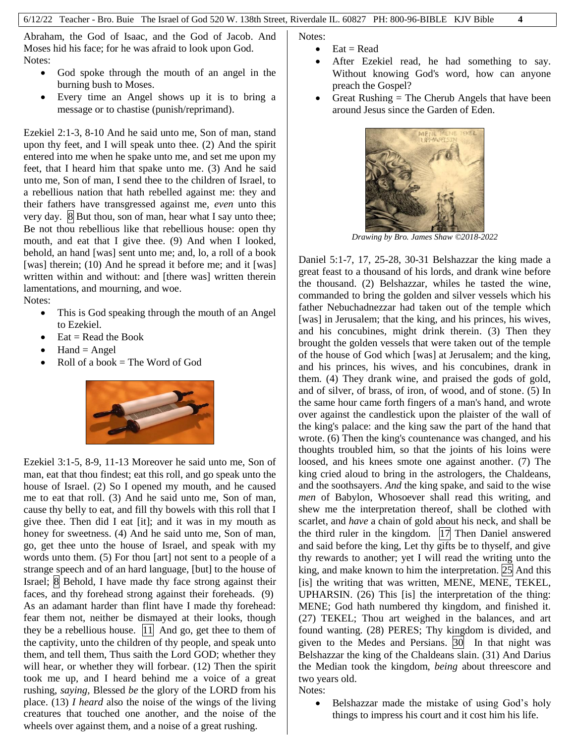Abraham, the God of Isaac, and the God of Jacob. And Moses hid his face; for he was afraid to look upon God.

Notes:

- God spoke through the mouth of an angel in the burning bush to Moses.
- Every time an Angel shows up it is to bring a message or to chastise (punish/reprimand).

Ezekiel 2:1-3, 8-10 And he said unto me, Son of man, stand upon thy feet, and I will speak unto thee. (2) And the spirit entered into me when he spake unto me, and set me upon my feet, that I heard him that spake unto me. (3) And he said unto me, Son of man, I send thee to the children of Israel, to a rebellious nation that hath rebelled against me: they and their fathers have transgressed against me, *even* unto this very day. 8 But thou, son of man, hear what I say unto thee; Be not thou rebellious like that rebellious house: open thy mouth, and eat that I give thee. (9) And when I looked, behold, an hand [was] sent unto me; and, lo, a roll of a book [was] therein; (10) And he spread it before me; and it [was] written within and without: and [there was] written therein lamentations, and mourning, and woe.

Notes:

- This is God speaking through the mouth of an Angel to Ezekiel.
- Eat = Read the Book
- Hand = Angel
- Roll of a book = The Word of God

Ezekiel 3:1-5, 8-9, 11-13 Moreover he said unto me, Son of man, eat that thou findest; eat this roll, and go speak unto the house of Israel. (2) So I opened my mouth, and he caused me to eat that roll. (3) And he said unto me, Son of man, cause thy belly to eat, and fill thy bowels with this roll that I give thee. Then did I eat [it]; and it was in my mouth as honey for sweetness. (4) And he said unto me, Son of man, go, get thee unto the house of Israel, and speak with my words unto them. (5) For thou [art] not sent to a people of a strange speech and of an hard language, [but] to the house of Israel; 8 Behold, I have made thy face strong against their faces, and thy forehead strong against their foreheads. (9) As an adamant harder than flint have I made thy forehead: fear them not, neither be dismayed at their looks, though they be a rebellious house. 11 And go, get thee to them of the captivity, unto the children of thy people, and speak unto them, and tell them, Thus saith the Lord GOD; whether they will hear, or whether they will forbear. (12) Then the spirit took me up, and I heard behind me a voice of a great rushing, *saying*, Blessed *be* the glory of the LORD from his place. (13) *I heard* also the noise of the wings of the living creatures that touched one another, and the noise of the wheels over against them, and a noise of a great rushing.

Notes:

- Eat = Read
- After Ezekiel read, he had something to say. Without knowing God's word, how can anyone preach the Gospel?
- Great Rushing = The Cherub Angels that have been around Jesus since the Garden of Eden.

*Drawing by Bro. James Shaw ©2018-2022*

Daniel 5:1-7, 17, 25-28, 30-31 Belshazzar the king made a great feast to a thousand of his lords, and drank wine before the thousand. (2) Belshazzar, whiles he tasted the wine, commanded to bring the golden and silver vessels which his father Nebuchadnezzar had taken out of the temple which [was] in Jerusalem; that the king, and his princes, his wives, and his concubines, might drink therein. (3) Then they brought the golden vessels that were taken out of the temple of the house of God which [was] at Jerusalem; and the king, and his princes, his wives, and his concubines, drank in them. (4) They drank wine, and praised the gods of gold, and of silver, of brass, of iron, of wood, and of stone. (5) In the same hour came forth fingers of a man's hand, and wrote over against the candlestick upon the plaister of the wall of the king's palace: and the king saw the part of the hand that wrote. (6) Then the king's countenance was changed, and his thoughts troubled him, so that the joints of his loins were loosed, and his knees smote one against another. (7) The king cried aloud to bring in the astrologers, the Chaldeans, and the soothsayers. *And* the king spake, and said to the wise *men* of Babylon, Whosoever shall read this writing, and shew me the interpretation thereof, shall be clothed with scarlet, and *have* a chain of gold about his neck, and shall be the third ruler in the kingdom. 17 Then Daniel answered and said before the king, Let thy gifts be to thyself, and give thy rewards to another; yet I will read the writing unto the king, and make known to him the interpretation. 25 And this [is] the writing that was written, MENE, MENE, TEKEL, UPHARSIN. (26) This [is] the interpretation of the thing: MENE; God hath numbered thy kingdom, and finished it. (27) TEKEL; Thou art weighed in the balances, and art found wanting. (28) PERES; Thy kingdom is divided, and given to the Medes and Persians. 30 In that night was Belshazzar the king of the Chaldeans slain. (31) And Darius the Median took the kingdom, *being* about threescore and two years old.

Notes:

- Belshazzar made the mistake of using God's holy things to impress his court and it cost him his life.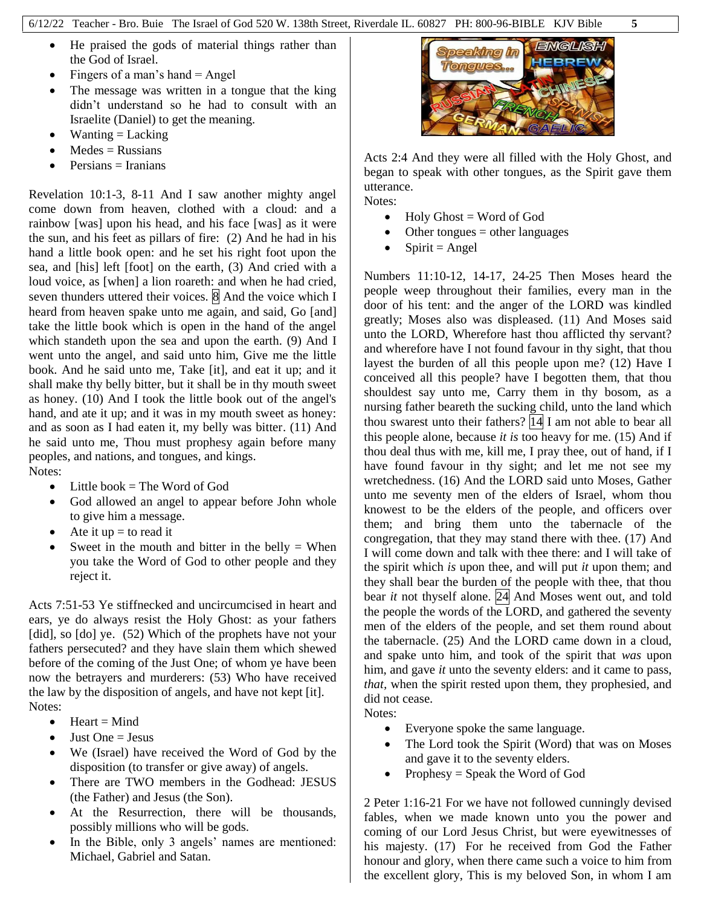- He praised the gods of material things rather than the God of Israel.
- Fingers of a man's hand = Angel
- The message was written in a tongue that the king didn't understand so he had to consult with an Israelite (Daniel) to get the meaning.
- Wanting = Lacking
- Medes = Russians
- Persians = Iranians

Revelation 10:1-3, 8-11 And I saw another mighty angel come down from heaven, clothed with a cloud: and a rainbow [was] upon his head, and his face [was] as it were the sun, and his feet as pillars of fire: (2) And he had in his hand a little book open: and he set his right foot upon the sea, and [his] left [foot] on the earth, (3) And cried with a loud voice, as [when] a lion roareth: and when he had cried, seven thunders uttered their voices. 8 And the voice which I heard from heaven spake unto me again, and said, Go [and] take the little book which is open in the hand of the angel which standeth upon the sea and upon the earth. (9) And I went unto the angel, and said unto him, Give me the little book. And he said unto me, Take [it], and eat it up; and it shall make thy belly bitter, but it shall be in thy mouth sweet as honey. (10) And I took the little book out of the angel's hand, and ate it up; and it was in my mouth sweet as honey: and as soon as I had eaten it, my belly was bitter. (11) And he said unto me, Thou must prophesy again before many peoples, and nations, and tongues, and kings.
Notes:

- Little book = The Word of God
- God allowed an angel to appear before John whole to give him a message.
- Ate it up = to read it
- Sweet in the mouth and bitter in the belly = When you take the Word of God to other people and they reject it.

Acts 7:51-53 Ye stiffnecked and uncircumcised in heart and ears, ye do always resist the Holy Ghost: as your fathers [did], so [do] ye. (52) Which of the prophets have not your fathers persecuted? and they have slain them which shewed before of the coming of the Just One; of whom ye have been now the betrayers and murderers: (53) Who have received the law by the disposition of angels, and have not kept [it].
Notes:

- Heart = Mind
- Just One = Jesus
- We (Israel) have received the Word of God by the disposition (to transfer or give away) of angels.
- There are TWO members in the Godhead: JESUS (the Father) and Jesus (the Son).
- At the Resurrection, there will be thousands, possibly millions who will be gods.
- In the Bible, only 3 angels' names are mentioned: Michael, Gabriel and Satan.

Acts 2:4 And they were all filled with the Holy Ghost, and began to speak with other tongues, as the Spirit gave them utterance.
Notes:

- Holy Ghost = Word of God
- Other tongues = other languages
- Spirit = Angel

Numbers 11:10-12, 14-17, 24-25 Then Moses heard the people weep throughout their families, every man in the door of his tent: and the anger of the LORD was kindled greatly; Moses also was displeased. (11) And Moses said unto the LORD, Wherefore hast thou afflicted thy servant? and wherefore have I not found favour in thy sight, that thou layest the burden of all this people upon me? (12) Have I conceived all this people? have I begotten them, that thou shouldest say unto me, Carry them in thy bosom, as a nursing father beareth the sucking child, unto the land which thou swarest unto their fathers? 14 I am not able to bear all this people alone, because *it is* too heavy for me. (15) And if thou deal thus with me, kill me, I pray thee, out of hand, if I have found favour in thy sight; and let me not see my wretchedness. (16) And the LORD said unto Moses, Gather unto me seventy men of the elders of Israel, whom thou knowest to be the elders of the people, and officers over them; and bring them unto the tabernacle of the congregation, that they may stand there with thee. (17) And I will come down and talk with thee there: and I will take of the spirit which *is* upon thee, and will put *it* upon them; and they shall bear the burden of the people with thee, that thou bear *it* not thyself alone. 24 And Moses went out, and told the people the words of the LORD, and gathered the seventy men of the elders of the people, and set them round about the tabernacle. (25) And the LORD came down in a cloud, and spake unto him, and took of the spirit that *was* upon him, and gave *it* unto the seventy elders: and it came to pass, *that*, when the spirit rested upon them, they prophesied, and did not cease.
Notes:

- Everyone spoke the same language.
- The Lord took the Spirit (Word) that was on Moses and gave it to the seventy elders.
- Prophesy = Speak the Word of God

2 Peter 1:16-21 For we have not followed cunningly devised fables, when we made known unto you the power and coming of our Lord Jesus Christ, but were eyewitnesses of his majesty. (17) For he received from God the Father honour and glory, when there came such a voice to him from the excellent glory, This is my beloved Son, in whom I am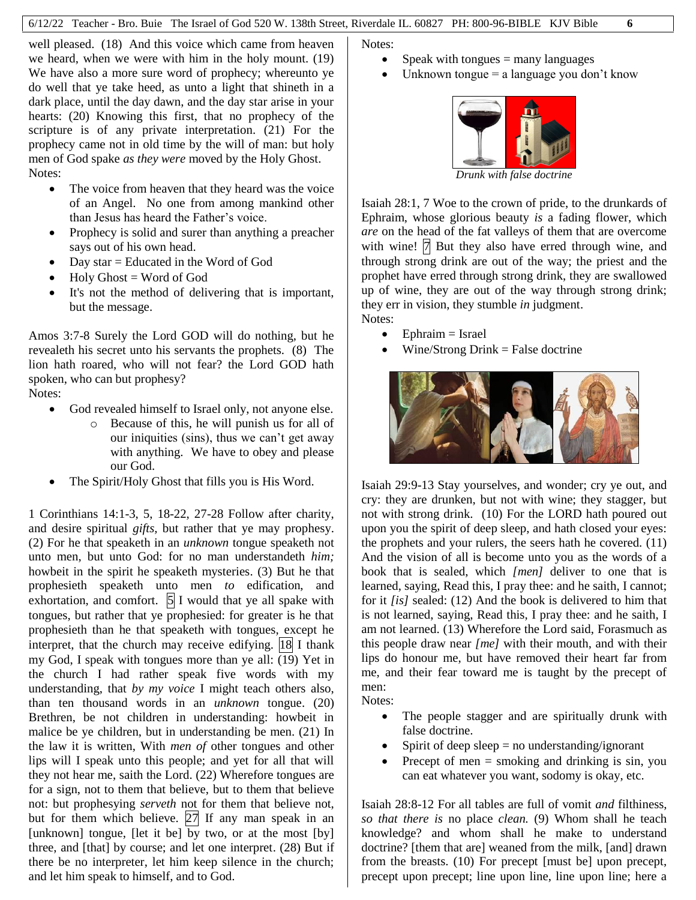well pleased. (18) And this voice which came from heaven we heard, when we were with him in the holy mount. (19) We have also a more sure word of prophecy; whereunto ye do well that ye take heed, as unto a light that shineth in a dark place, until the day dawn, and the day star arise in your hearts: (20) Knowing this first, that no prophecy of the scripture is of any private interpretation. (21) For the prophecy came not in old time by the will of man: but holy men of God spake *as they were* moved by the Holy Ghost.
Notes:

- The voice from heaven that they heard was the voice of an Angel. No one from among mankind other than Jesus has heard the Father's voice.
- Prophecy is solid and surer than anything a preacher says out of his own head.
- Day star = Educated in the Word of God
- Holy Ghost = Word of God
- It's not the method of delivering that is important, but the message.

Amos 3:7-8 Surely the Lord GOD will do nothing, but he revealeth his secret unto his servants the prophets. (8) The lion hath roared, who will not fear? the Lord GOD hath spoken, who can but prophesy?
Notes:

- God revealed himself to Israel only, not anyone else.
  - Because of this, he will punish us for all of our iniquities (sins), thus we can't get away with anything. We have to obey and please our God.
- The Spirit/Holy Ghost that fills you is His Word.

1 Corinthians 14:1-3, 5, 18-22, 27-28 Follow after charity, and desire spiritual *gifts*, but rather that ye may prophesy. (2) For he that speaketh in an *unknown* tongue speaketh not unto men, but unto God: for no man understandeth *him;* howbeit in the spirit he speaketh mysteries. (3) But he that prophesieth speaketh unto men *to* edification, and exhortation, and comfort. 5 I would that ye all spake with tongues, but rather that ye prophesied: for greater is he that prophesieth than he that speaketh with tongues, except he interpret, that the church may receive edifying. 18 I thank my God, I speak with tongues more than ye all: (19) Yet in the church I had rather speak five words with my understanding, that *by my voice* I might teach others also, than ten thousand words in an *unknown* tongue. (20) Brethren, be not children in understanding: howbeit in malice be ye children, but in understanding be men. (21) In the law it is written, With *men of* other tongues and other lips will I speak unto this people; and yet for all that will they not hear me, saith the Lord. (22) Wherefore tongues are for a sign, not to them that believe, but to them that believe not: but prophesying *serveth* not for them that believe not, but for them which believe. 27 If any man speak in an [unknown] tongue, [let it be] by two, or at the most [by] three, and [that] by course; and let one interpret. (28) But if there be no interpreter, let him keep silence in the church; and let him speak to himself, and to God.

Notes:

- Speak with tongues = many languages
- Unknown tongue = a language you don't know

*Drunk with false doctrine*

Isaiah 28:1, 7 Woe to the crown of pride, to the drunkards of Ephraim, whose glorious beauty *is* a fading flower, which *are* on the head of the fat valleys of them that are overcome with wine! 7 But they also have erred through wine, and through strong drink are out of the way; the priest and the prophet have erred through strong drink, they are swallowed up of wine, they are out of the way through strong drink; they err in vision, they stumble *in* judgment.
Notes:

- Ephraim = Israel
- Wine/Strong Drink = False doctrine

Isaiah 29:9-13 Stay yourselves, and wonder; cry ye out, and cry: they are drunken, but not with wine; they stagger, but not with strong drink. (10) For the LORD hath poured out upon you the spirit of deep sleep, and hath closed your eyes: the prophets and your rulers, the seers hath he covered. (11) And the vision of all is become unto you as the words of a book that is sealed, which *[men]* deliver to one that is learned, saying, Read this, I pray thee: and he saith, I cannot; for it *[is]* sealed: (12) And the book is delivered to him that is not learned, saying, Read this, I pray thee: and he saith, I am not learned. (13) Wherefore the Lord said, Forasmuch as this people draw near *[me]* with their mouth, and with their lips do honour me, but have removed their heart far from me, and their fear toward me is taught by the precept of men:
Notes:

- The people stagger and are spiritually drunk with false doctrine.
- Spirit of deep sleep = no understanding/ignorant
- Precept of men = smoking and drinking is sin, you can eat whatever you want, sodomy is okay, etc.

Isaiah 28:8-12 For all tables are full of vomit *and* filthiness, *so that there is* no place *clean.* (9) Whom shall he teach knowledge? and whom shall he make to understand doctrine? [them that are] weaned from the milk, [and] drawn from the breasts. (10) For precept [must be] upon precept, precept upon precept; line upon line, line upon line; here a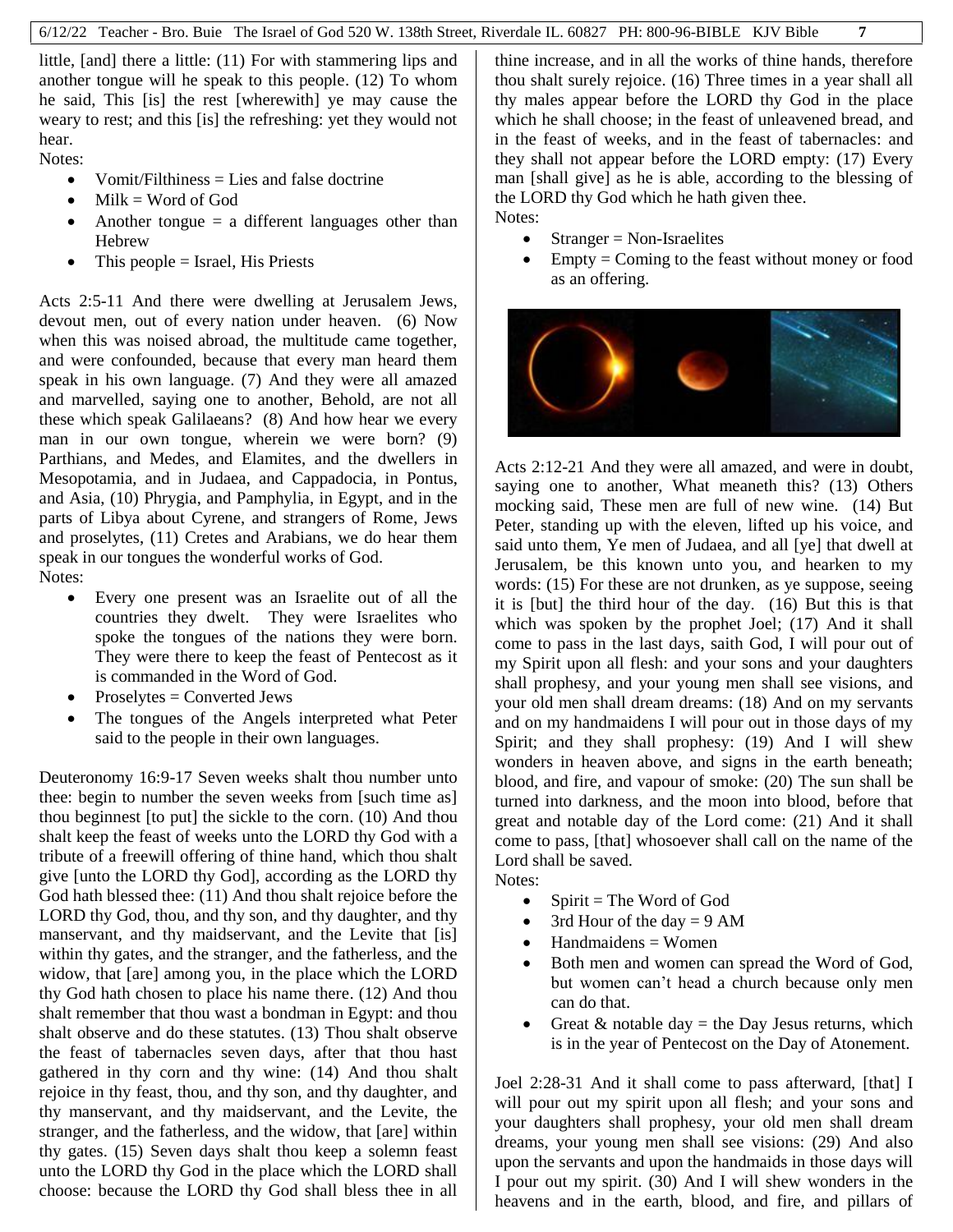little, [and] there a little: (11) For with stammering lips and another tongue will he speak to this people. (12) To whom he said, This [is] the rest [wherewith] ye may cause the weary to rest; and this [is] the refreshing: yet they would not hear.

Notes:

- Vomit/Filthiness = Lies and false doctrine
- Milk = Word of God
- Another tongue = a different languages other than Hebrew
- This people = Israel, His Priests

Acts 2:5-11 And there were dwelling at Jerusalem Jews, devout men, out of every nation under heaven. (6) Now when this was noised abroad, the multitude came together, and were confounded, because that every man heard them speak in his own language. (7) And they were all amazed and marvelled, saying one to another, Behold, are not all these which speak Galilaeans? (8) And how hear we every man in our own tongue, wherein we were born? (9) Parthians, and Medes, and Elamites, and the dwellers in Mesopotamia, and in Judaea, and Cappadocia, in Pontus, and Asia, (10) Phrygia, and Pamphylia, in Egypt, and in the parts of Libya about Cyrene, and strangers of Rome, Jews and proselytes, (11) Cretes and Arabians, we do hear them speak in our tongues the wonderful works of God.

Notes:

- Every one present was an Israelite out of all the countries they dwelt. They were Israelites who spoke the tongues of the nations they were born. They were there to keep the feast of Pentecost as it is commanded in the Word of God.
- Proselytes = Converted Jews
- The tongues of the Angels interpreted what Peter said to the people in their own languages.

Deuteronomy 16:9-17 Seven weeks shalt thou number unto thee: begin to number the seven weeks from [such time as] thou beginnest [to put] the sickle to the corn. (10) And thou shalt keep the feast of weeks unto the LORD thy God with a tribute of a freewill offering of thine hand, which thou shalt give [unto the LORD thy God], according as the LORD thy God hath blessed thee: (11) And thou shalt rejoice before the LORD thy God, thou, and thy son, and thy daughter, and thy manservant, and thy maidservant, and the Levite that [is] within thy gates, and the stranger, and the fatherless, and the widow, that [are] among you, in the place which the LORD thy God hath chosen to place his name there. (12) And thou shalt remember that thou wast a bondman in Egypt: and thou shalt observe and do these statutes. (13) Thou shalt observe the feast of tabernacles seven days, after that thou hast gathered in thy corn and thy wine: (14) And thou shalt rejoice in thy feast, thou, and thy son, and thy daughter, and thy manservant, and thy maidservant, and the Levite, the stranger, and the fatherless, and the widow, that [are] within thy gates. (15) Seven days shalt thou keep a solemn feast unto the LORD thy God in the place which the LORD shall choose: because the LORD thy God shall bless thee in all thine increase, and in all the works of thine hands, therefore thou shalt surely rejoice. (16) Three times in a year shall all thy males appear before the LORD thy God in the place which he shall choose; in the feast of unleavened bread, and in the feast of weeks, and in the feast of tabernacles: and they shall not appear before the LORD empty: (17) Every man [shall give] as he is able, according to the blessing of the LORD thy God which he hath given thee.

Notes:

- Stranger = Non-Israelites
- Empty = Coming to the feast without money or food as an offering.

Acts 2:12-21 And they were all amazed, and were in doubt, saying one to another, What meaneth this? (13) Others mocking said, These men are full of new wine. (14) But Peter, standing up with the eleven, lifted up his voice, and said unto them, Ye men of Judaea, and all [ye] that dwell at Jerusalem, be this known unto you, and hearken to my words: (15) For these are not drunken, as ye suppose, seeing it is [but] the third hour of the day. (16) But this is that which was spoken by the prophet Joel; (17) And it shall come to pass in the last days, saith God, I will pour out of my Spirit upon all flesh: and your sons and your daughters shall prophesy, and your young men shall see visions, and your old men shall dream dreams: (18) And on my servants and on my handmaidens I will pour out in those days of my Spirit; and they shall prophesy: (19) And I will shew wonders in heaven above, and signs in the earth beneath; blood, and fire, and vapour of smoke: (20) The sun shall be turned into darkness, and the moon into blood, before that great and notable day of the Lord come: (21) And it shall come to pass, [that] whosoever shall call on the name of the Lord shall be saved.

Notes:

- Spirit = The Word of God
- 3rd Hour of the day = 9 AM
- Handmaidens = Women
- Both men and women can spread the Word of God, but women can't head a church because only men can do that.
- Great & notable day = the Day Jesus returns, which is in the year of Pentecost on the Day of Atonement.

Joel 2:28-31 And it shall come to pass afterward, [that] I will pour out my spirit upon all flesh; and your sons and your daughters shall prophesy, your old men shall dream dreams, your young men shall see visions: (29) And also upon the servants and upon the handmaids in those days will I pour out my spirit. (30) And I will shew wonders in the heavens and in the earth, blood, and fire, and pillars of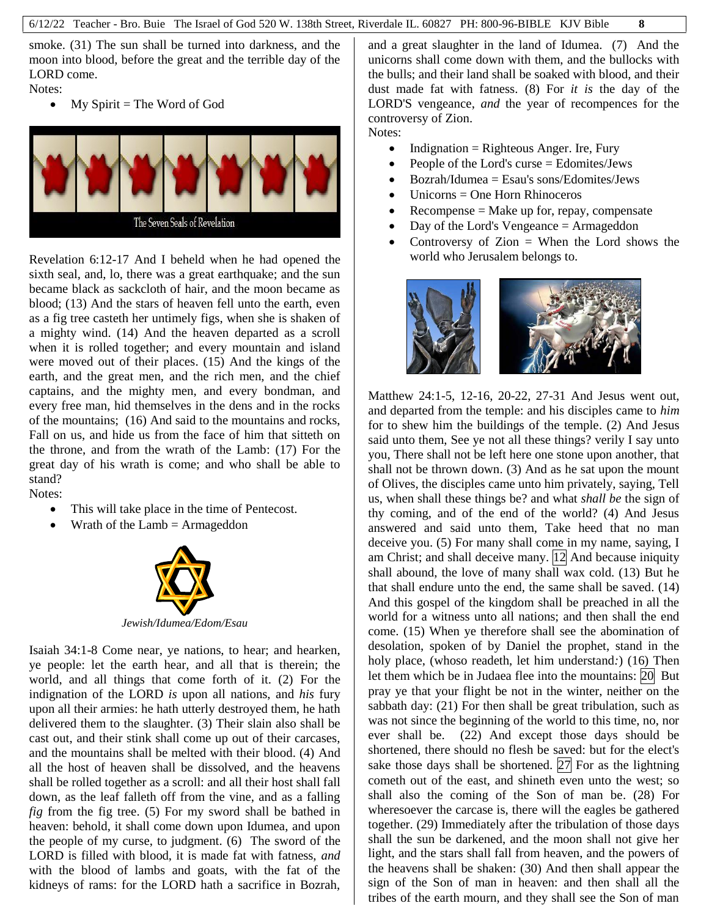smoke. (31) The sun shall be turned into darkness, and the moon into blood, before the great and the terrible day of the LORD come.

Notes:

- My Spirit = The Word of God

The Seven Seals of Revelation

Revelation 6:12-17 And I beheld when he had opened the sixth seal, and, lo, there was a great earthquake; and the sun became black as sackcloth of hair, and the moon became as blood; (13) And the stars of heaven fell unto the earth, even as a fig tree casteth her untimely figs, when she is shaken of a mighty wind. (14) And the heaven departed as a scroll when it is rolled together; and every mountain and island were moved out of their places. (15) And the kings of the earth, and the great men, and the rich men, and the chief captains, and the mighty men, and every bondman, and every free man, hid themselves in the dens and in the rocks of the mountains; (16) And said to the mountains and rocks, Fall on us, and hide us from the face of him that sitteth on the throne, and from the wrath of the Lamb: (17) For the great day of his wrath is come; and who shall be able to stand?

Notes:

- This will take place in the time of Pentecost.
- Wrath of the Lamb = Armageddon

*Jewish/Idumea/Edom/Esau*

Isaiah 34:1-8 Come near, ye nations, to hear; and hearken, ye people: let the earth hear, and all that is therein; the world, and all things that come forth of it. (2) For the indignation of the LORD *is* upon all nations, and *his* fury upon all their armies: he hath utterly destroyed them, he hath delivered them to the slaughter. (3) Their slain also shall be cast out, and their stink shall come up out of their carcases, and the mountains shall be melted with their blood. (4) And all the host of heaven shall be dissolved, and the heavens shall be rolled together as a scroll: and all their host shall fall down, as the leaf falleth off from the vine, and as a falling *fig* from the fig tree. (5) For my sword shall be bathed in heaven: behold, it shall come down upon Idumea, and upon the people of my curse, to judgment. (6) The sword of the LORD is filled with blood, it is made fat with fatness, *and* with the blood of lambs and goats, with the fat of the kidneys of rams: for the LORD hath a sacrifice in Bozrah, and a great slaughter in the land of Idumea. (7) And the unicorns shall come down with them, and the bullocks with the bulls; and their land shall be soaked with blood, and their dust made fat with fatness. (8) For *it is* the day of the LORD'S vengeance, *and* the year of recompences for the controversy of Zion.

Notes:

- Indignation = Righteous Anger. Ire, Fury
- People of the Lord's curse = Edomites/Jews
- Bozrah/Idumea = Esau's sons/Edomites/Jews
- Unicorns = One Horn Rhinoceros
- Recompense = Make up for, repay, compensate
- Day of the Lord's Vengeance = Armageddon
- Controversy of Zion = When the Lord shows the world who Jerusalem belongs to.

Matthew 24:1-5, 12-16, 20-22, 27-31 And Jesus went out, and departed from the temple: and his disciples came to *him* for to shew him the buildings of the temple. (2) And Jesus said unto them, See ye not all these things? verily I say unto you, There shall not be left here one stone upon another, that shall not be thrown down. (3) And as he sat upon the mount of Olives, the disciples came unto him privately, saying, Tell us, when shall these things be? and what *shall be* the sign of thy coming, and of the end of the world? (4) And Jesus answered and said unto them, Take heed that no man deceive you. (5) For many shall come in my name, saying, I am Christ; and shall deceive many. 12 And because iniquity shall abound, the love of many shall wax cold. (13) But he that shall endure unto the end, the same shall be saved. (14) And this gospel of the kingdom shall be preached in all the world for a witness unto all nations; and then shall the end come. (15) When ye therefore shall see the abomination of desolation, spoken of by Daniel the prophet, stand in the holy place, (whoso readeth, let him understand:) (16) Then let them which be in Judaea flee into the mountains: 20 But pray ye that your flight be not in the winter, neither on the sabbath day: (21) For then shall be great tribulation, such as was not since the beginning of the world to this time, no, nor ever shall be. (22) And except those days should be shortened, there should no flesh be saved: but for the elect's sake those days shall be shortened. 27 For as the lightning cometh out of the east, and shineth even unto the west; so shall also the coming of the Son of man be. (28) For wheresoever the carcase is, there will the eagles be gathered together. (29) Immediately after the tribulation of those days shall the sun be darkened, and the moon shall not give her light, and the stars shall fall from heaven, and the powers of the heavens shall be shaken: (30) And then shall appear the sign of the Son of man in heaven: and then shall all the tribes of the earth mourn, and they shall see the Son of man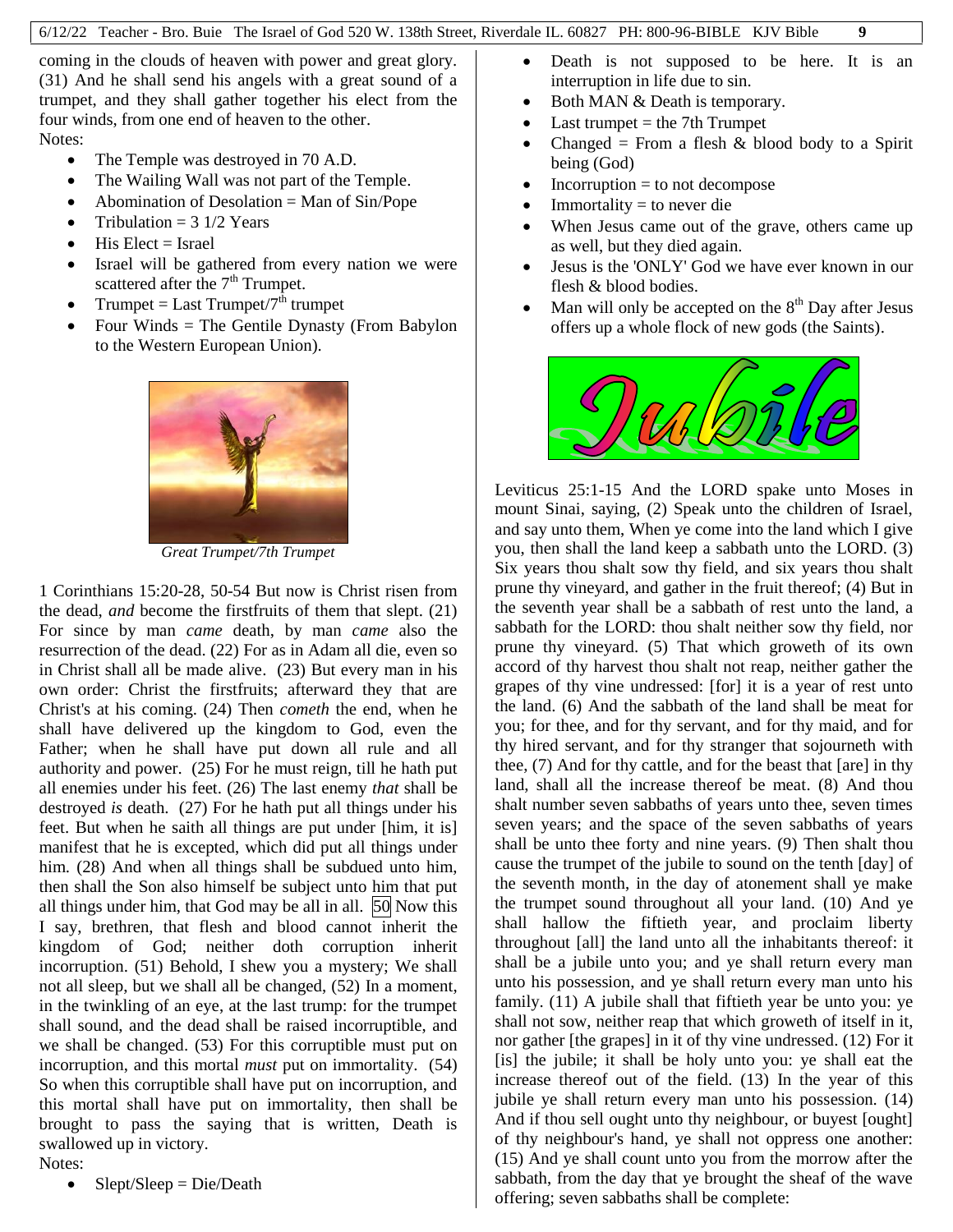coming in the clouds of heaven with power and great glory. (31) And he shall send his angels with a great sound of a trumpet, and they shall gather together his elect from the four winds, from one end of heaven to the other.

Notes:

- The Temple was destroyed in 70 A.D.
- The Wailing Wall was not part of the Temple.
- Abomination of Desolation = Man of Sin/Pope
- Tribulation = 3 1/2 Years
- His Elect = Israel
- Israel will be gathered from every nation we were scattered after the 7th Trumpet.
- Trumpet = Last Trumpet/7th trumpet
- Four Winds = The Gentile Dynasty (From Babylon to the Western European Union).

*Great Trumpet/7th Trumpet*

1 Corinthians 15:20-28, 50-54 But now is Christ risen from the dead, *and* become the firstfruits of them that slept. (21) For since by man *came* death, by man *came* also the resurrection of the dead. (22) For as in Adam all die, even so in Christ shall all be made alive. (23) But every man in his own order: Christ the firstfruits; afterward they that are Christ's at his coming. (24) Then *cometh* the end, when he shall have delivered up the kingdom to God, even the Father; when he shall have put down all rule and all authority and power. (25) For he must reign, till he hath put all enemies under his feet. (26) The last enemy *that* shall be destroyed *is* death. (27) For he hath put all things under his feet. But when he saith all things are put under [him, it is] manifest that he is excepted, which did put all things under him. (28) And when all things shall be subdued unto him, then shall the Son also himself be subject unto him that put all things under him, that God may be all in all. 50 Now this I say, brethren, that flesh and blood cannot inherit the kingdom of God; neither doth corruption inherit incorruption. (51) Behold, I shew you a mystery; We shall not all sleep, but we shall all be changed, (52) In a moment, in the twinkling of an eye, at the last trump: for the trumpet shall sound, and the dead shall be raised incorruptible, and we shall be changed. (53) For this corruptible must put on incorruption, and this mortal *must* put on immortality. (54) So when this corruptible shall have put on incorruption, and this mortal shall have put on immortality, then shall be brought to pass the saying that is written, Death is swallowed up in victory.

Notes:

- Slept/Sleep = Die/Death
- Death is not supposed to be here. It is an interruption in life due to sin.
- Both MAN & Death is temporary.
- Last trumpet = the 7th Trumpet
- Changed = From a flesh & blood body to a Spirit being (God)
- Incorruption = to not decompose
- Immortality = to never die
- When Jesus came out of the grave, others came up as well, but they died again.
- Jesus is the 'ONLY' God we have ever known in our flesh & blood bodies.
- Man will only be accepted on the 8th Day after Jesus offers up a whole flock of new gods (the Saints).

Jubile

Leviticus 25:1-15 And the LORD spake unto Moses in mount Sinai, saying, (2) Speak unto the children of Israel, and say unto them, When ye come into the land which I give you, then shall the land keep a sabbath unto the LORD. (3) Six years thou shalt sow thy field, and six years thou shalt prune thy vineyard, and gather in the fruit thereof; (4) But in the seventh year shall be a sabbath of rest unto the land, a sabbath for the LORD: thou shalt neither sow thy field, nor prune thy vineyard. (5) That which groweth of its own accord of thy harvest thou shalt not reap, neither gather the grapes of thy vine undressed: [for] it is a year of rest unto the land. (6) And the sabbath of the land shall be meat for you; for thee, and for thy servant, and for thy maid, and for thy hired servant, and for thy stranger that sojourneth with thee, (7) And for thy cattle, and for the beast that [are] in thy land, shall all the increase thereof be meat. (8) And thou shalt number seven sabbaths of years unto thee, seven times seven years; and the space of the seven sabbaths of years shall be unto thee forty and nine years. (9) Then shalt thou cause the trumpet of the jubile to sound on the tenth [day] of the seventh month, in the day of atonement shall ye make the trumpet sound throughout all your land. (10) And ye shall hallow the fiftieth year, and proclaim liberty throughout [all] the land unto all the inhabitants thereof: it shall be a jubile unto you; and ye shall return every man unto his possession, and ye shall return every man unto his family. (11) A jubile shall that fiftieth year be unto you: ye shall not sow, neither reap that which groweth of itself in it, nor gather [the grapes] in it of thy vine undressed. (12) For it [is] the jubile; it shall be holy unto you: ye shall eat the increase thereof out of the field. (13) In the year of this jubile ye shall return every man unto his possession. (14) And if thou sell ought unto thy neighbour, or buyest [ought] of thy neighbour's hand, ye shall not oppress one another: (15) And ye shall count unto you from the morrow after the sabbath, from the day that ye brought the sheaf of the wave offering; seven sabbaths shall be complete: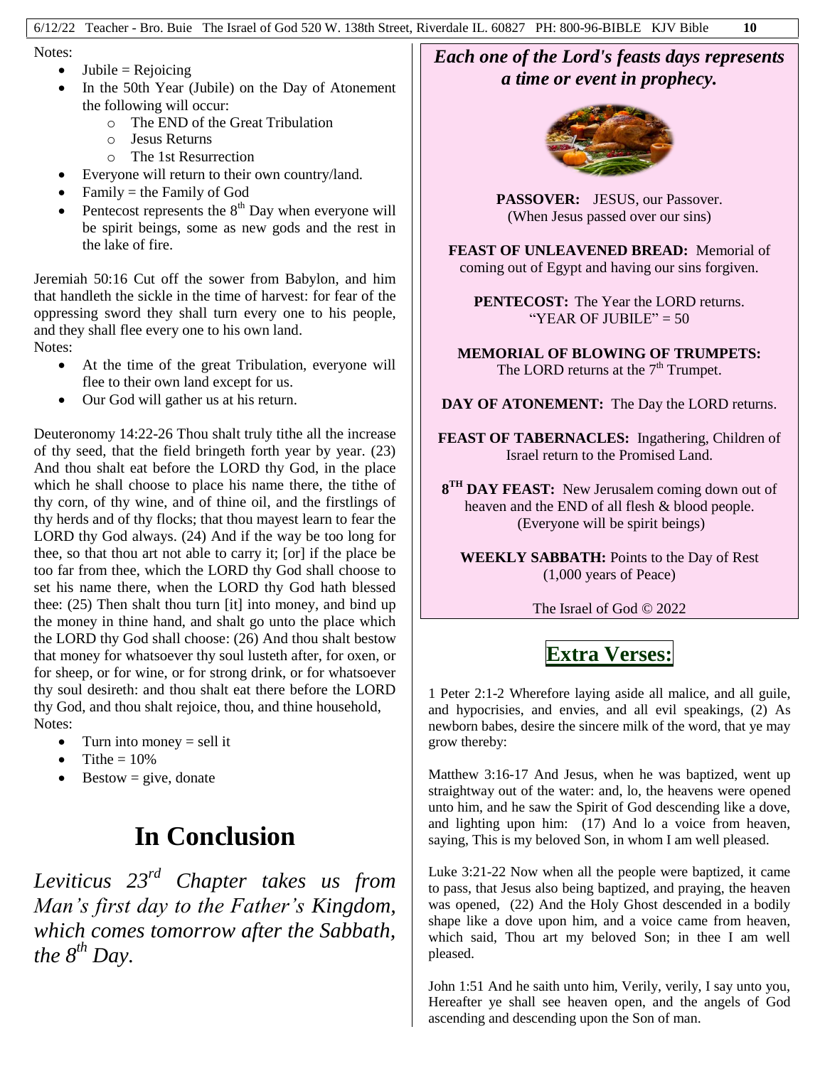Notes:

- Jubile = Rejoicing
- In the 50th Year (Jubile) on the Day of Atonement the following will occur:
  - The END of the Great Tribulation
  - Jesus Returns
  - The 1st Resurrection
- Everyone will return to their own country/land.
- Family = the Family of God
- Pentecost represents the 8th Day when everyone will be spirit beings, some as new gods and the rest in the lake of fire.

Jeremiah 50:16 Cut off the sower from Babylon, and him that handleth the sickle in the time of harvest: for fear of the oppressing sword they shall turn every one to his people, and they shall flee every one to his own land.

Notes:

- At the time of the great Tribulation, everyone will flee to their own land except for us.
- Our God will gather us at his return.

Deuteronomy 14:22-26 Thou shalt truly tithe all the increase of thy seed, that the field bringeth forth year by year. (23) And thou shalt eat before the LORD thy God, in the place which he shall choose to place his name there, the tithe of thy corn, of thy wine, and of thine oil, and the firstlings of thy herds and of thy flocks; that thou mayest learn to fear the LORD thy God always. (24) And if the way be too long for thee, so that thou art not able to carry it; [or] if the place be too far from thee, which the LORD thy God shall choose to set his name there, when the LORD thy God hath blessed thee: (25) Then shalt thou turn [it] into money, and bind up the money in thine hand, and shalt go unto the place which the LORD thy God shall choose: (26) And thou shalt bestow that money for whatsoever thy soul lusteth after, for oxen, or for sheep, or for wine, or for strong drink, or for whatsoever thy soul desireth: and thou shalt eat there before the LORD thy God, and thou shalt rejoice, thou, and thine household,

Notes:

- Turn into money = sell it
- Tithe = 10%
- Bestow = give, donate

# In Conclusion

*Leviticus 23rd Chapter takes us from Man's first day to the Father's Kingdom, which comes tomorrow after the Sabbath, the 8th Day.*

***Each one of the Lord's feasts days represents a time or event in prophecy.***

**PASSOVER:** JESUS, our Passover. (When Jesus passed over our sins)

**FEAST OF UNLEAVENED BREAD:** Memorial of coming out of Egypt and having our sins forgiven.

**PENTECOST:** The Year the LORD returns. "YEAR OF JUBILE" = 50

**MEMORIAL OF BLOWING OF TRUMPETS:** The LORD returns at the 7th Trumpet.

**DAY OF ATONEMENT:** The Day the LORD returns.

**FEAST OF TABERNACLES:** Ingathering, Children of Israel return to the Promised Land.

**8TH DAY FEAST:** New Jerusalem coming down out of heaven and the END of all flesh & blood people. (Everyone will be spirit beings)

**WEEKLY SABBATH:** Points to the Day of Rest (1,000 years of Peace)

The Israel of God © 2022

## Extra Verses:

1 Peter 2:1-2 Wherefore laying aside all malice, and all guile, and hypocrisies, and envies, and all evil speakings, (2) As newborn babes, desire the sincere milk of the word, that ye may grow thereby:

Matthew 3:16-17 And Jesus, when he was baptized, went up straightway out of the water: and, lo, the heavens were opened unto him, and he saw the Spirit of God descending like a dove, and lighting upon him: (17) And lo a voice from heaven, saying, This is my beloved Son, in whom I am well pleased.

Luke 3:21-22 Now when all the people were baptized, it came to pass, that Jesus also being baptized, and praying, the heaven was opened, (22) And the Holy Ghost descended in a bodily shape like a dove upon him, and a voice came from heaven, which said, Thou art my beloved Son; in thee I am well pleased.

John 1:51 And he saith unto him, Verily, verily, I say unto you, Hereafter ye shall see heaven open, and the angels of God ascending and descending upon the Son of man.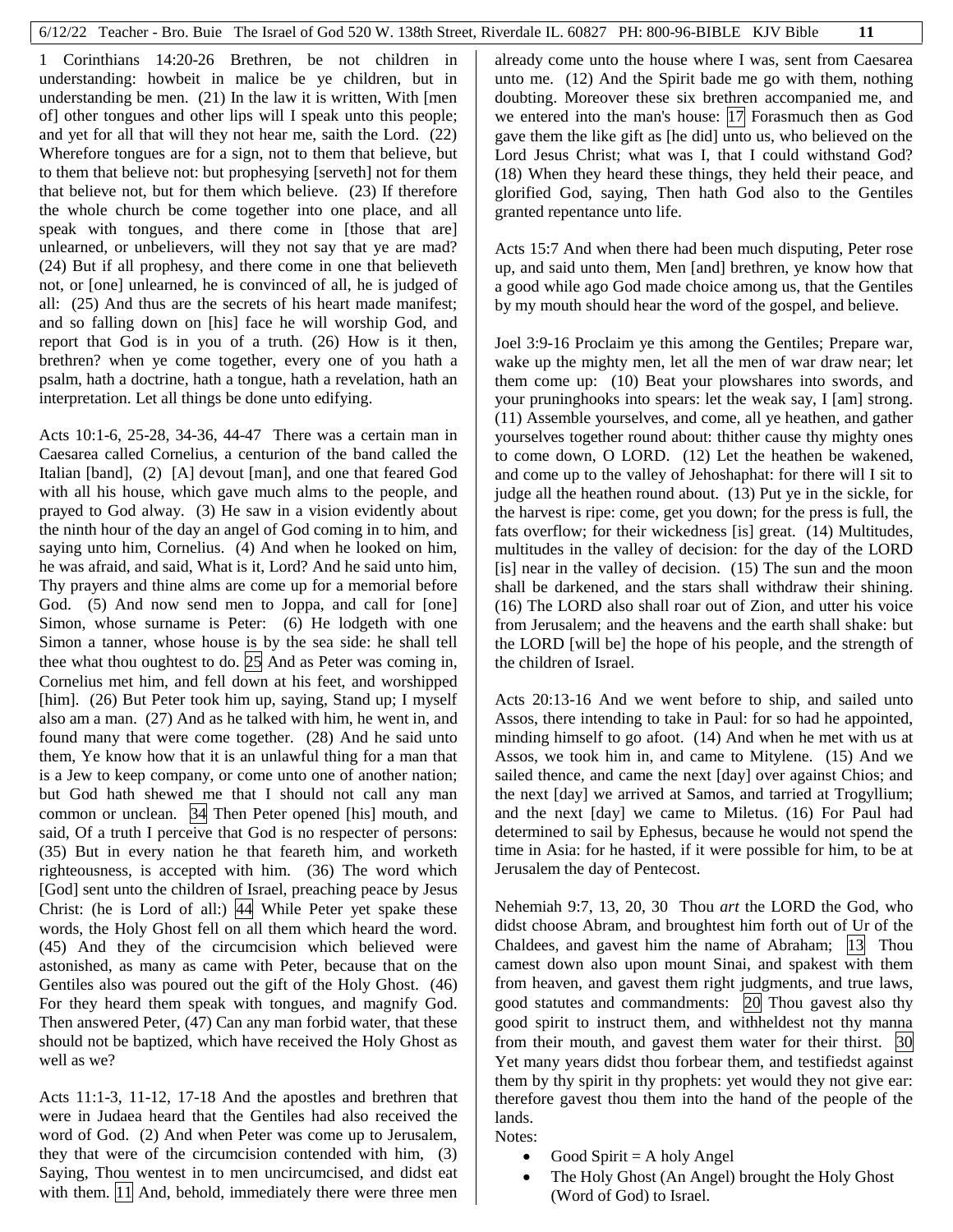1 Corinthians 14:20-26 Brethren, be not children in understanding: howbeit in malice be ye children, but in understanding be men. (21) In the law it is written, With [men of] other tongues and other lips will I speak unto this people; and yet for all that will they not hear me, saith the Lord. (22) Wherefore tongues are for a sign, not to them that believe, but to them that believe not: but prophesying [serveth] not for them that believe not, but for them which believe. (23) If therefore the whole church be come together into one place, and all speak with tongues, and there come in [those that are] unlearned, or unbelievers, will they not say that ye are mad? (24) But if all prophesy, and there come in one that believeth not, or [one] unlearned, he is convinced of all, he is judged of all: (25) And thus are the secrets of his heart made manifest; and so falling down on [his] face he will worship God, and report that God is in you of a truth. (26) How is it then, brethren? when ye come together, every one of you hath a psalm, hath a doctrine, hath a tongue, hath a revelation, hath an interpretation. Let all things be done unto edifying.

Acts 10:1-6, 25-28, 34-36, 44-47 There was a certain man in Caesarea called Cornelius, a centurion of the band called the Italian [band], (2) [A] devout [man], and one that feared God with all his house, which gave much alms to the people, and prayed to God alway. (3) He saw in a vision evidently about the ninth hour of the day an angel of God coming in to him, and saying unto him, Cornelius. (4) And when he looked on him, he was afraid, and said, What is it, Lord? And he said unto him, Thy prayers and thine alms are come up for a memorial before God. (5) And now send men to Joppa, and call for [one] Simon, whose surname is Peter: (6) He lodgeth with one Simon a tanner, whose house is by the sea side: he shall tell thee what thou oughtest to do. 25 And as Peter was coming in, Cornelius met him, and fell down at his feet, and worshipped [him]. (26) But Peter took him up, saying, Stand up; I myself also am a man. (27) And as he talked with him, he went in, and found many that were come together. (28) And he said unto them, Ye know how that it is an unlawful thing for a man that is a Jew to keep company, or come unto one of another nation; but God hath shewed me that I should not call any man common or unclean. 34 Then Peter opened [his] mouth, and said, Of a truth I perceive that God is no respecter of persons: (35) But in every nation he that feareth him, and worketh righteousness, is accepted with him. (36) The word which [God] sent unto the children of Israel, preaching peace by Jesus Christ: (he is Lord of all:) 44 While Peter yet spake these words, the Holy Ghost fell on all them which heard the word. (45) And they of the circumcision which believed were astonished, as many as came with Peter, because that on the Gentiles also was poured out the gift of the Holy Ghost. (46) For they heard them speak with tongues, and magnify God. Then answered Peter, (47) Can any man forbid water, that these should not be baptized, which have received the Holy Ghost as well as we?

Acts 11:1-3, 11-12, 17-18 And the apostles and brethren that were in Judaea heard that the Gentiles had also received the word of God. (2) And when Peter was come up to Jerusalem, they that were of the circumcision contended with him, (3) Saying, Thou wentest in to men uncircumcised, and didst eat with them. 11 And, behold, immediately there were three men already come unto the house where I was, sent from Caesarea unto me. (12) And the Spirit bade me go with them, nothing doubting. Moreover these six brethren accompanied me, and we entered into the man's house: 17 Forasmuch then as God gave them the like gift as [he did] unto us, who believed on the Lord Jesus Christ; what was I, that I could withstand God? (18) When they heard these things, they held their peace, and glorified God, saying, Then hath God also to the Gentiles granted repentance unto life.

Acts 15:7 And when there had been much disputing, Peter rose up, and said unto them, Men [and] brethren, ye know how that a good while ago God made choice among us, that the Gentiles by my mouth should hear the word of the gospel, and believe.

Joel 3:9-16 Proclaim ye this among the Gentiles; Prepare war, wake up the mighty men, let all the men of war draw near; let them come up: (10) Beat your plowshares into swords, and your pruninghooks into spears: let the weak say, I [am] strong. (11) Assemble yourselves, and come, all ye heathen, and gather yourselves together round about: thither cause thy mighty ones to come down, O LORD. (12) Let the heathen be wakened, and come up to the valley of Jehoshaphat: for there will I sit to judge all the heathen round about. (13) Put ye in the sickle, for the harvest is ripe: come, get you down; for the press is full, the fats overflow; for their wickedness [is] great. (14) Multitudes, multitudes in the valley of decision: for the day of the LORD [is] near in the valley of decision. (15) The sun and the moon shall be darkened, and the stars shall withdraw their shining. (16) The LORD also shall roar out of Zion, and utter his voice from Jerusalem; and the heavens and the earth shall shake: but the LORD [will be] the hope of his people, and the strength of the children of Israel.

Acts 20:13-16 And we went before to ship, and sailed unto Assos, there intending to take in Paul: for so had he appointed, minding himself to go afoot. (14) And when he met with us at Assos, we took him in, and came to Mitylene. (15) And we sailed thence, and came the next [day] over against Chios; and the next [day] we arrived at Samos, and tarried at Trogyllium; and the next [day] we came to Miletus. (16) For Paul had determined to sail by Ephesus, because he would not spend the time in Asia: for he hasted, if it were possible for him, to be at Jerusalem the day of Pentecost.

Nehemiah 9:7, 13, 20, 30 Thou *art* the LORD the God, who didst choose Abram, and broughtest him forth out of Ur of the Chaldees, and gavest him the name of Abraham; 13 Thou camest down also upon mount Sinai, and spakest with them from heaven, and gavest them right judgments, and true laws, good statutes and commandments: 20 Thou gavest also thy good spirit to instruct them, and withheldest not thy manna from their mouth, and gavest them water for their thirst. 30 Yet many years didst thou forbear them, and testifiedst against them by thy spirit in thy prophets: yet would they not give ear: therefore gavest thou them into the hand of the people of the lands.

Notes:

- Good Spirit = A holy Angel
- The Holy Ghost (An Angel) brought the Holy Ghost (Word of God) to Israel.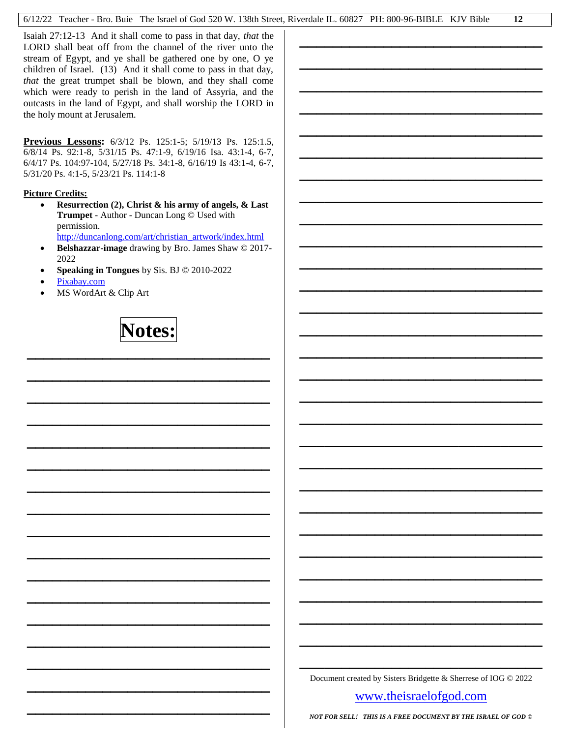Isaiah 27:12-13 And it shall come to pass in that day, *that* the LORD shall beat off from the channel of the river unto the stream of Egypt, and ye shall be gathered one by one, O ye children of Israel. (13) And it shall come to pass in that day, *that* the great trumpet shall be blown, and they shall come which were ready to perish in the land of Assyria, and the outcasts in the land of Egypt, and shall worship the LORD in the holy mount at Jerusalem.

**Previous Lessons:** 6/3/12 Ps. 125:1-5; 5/19/13 Ps. 125:1.5, 6/8/14 Ps. 92:1-8, 5/31/15 Ps. 47:1-9, 6/19/16 Isa. 43:1-4, 6-7, 6/4/17 Ps. 104:97-104, 5/27/18 Ps. 34:1-8, 6/16/19 Is 43:1-4, 6-7, 5/31/20 Ps. 4:1-5, 5/23/21 Ps. 114:1-8

**Picture Credits:**

- **Resurrection (2), Christ & his army of angels, & Last Trumpet** - Author - Duncan Long © Used with permission. http://duncanlong.com/art/christian_artwork/index.html
- **Belshazzar-image** drawing by Bro. James Shaw © 2017-2022
- **Speaking in Tongues** by Sis. BJ © 2010-2022
- Pixabay.com
- MS WordArt & Clip Art

**Notes:**

Document created by Sisters Bridgette & Sherrese of IOG © 2022

www.theisraelofgod.com

***NOT FOR SELL! THIS IS A FREE DOCUMENT BY THE ISRAEL OF GOD ©***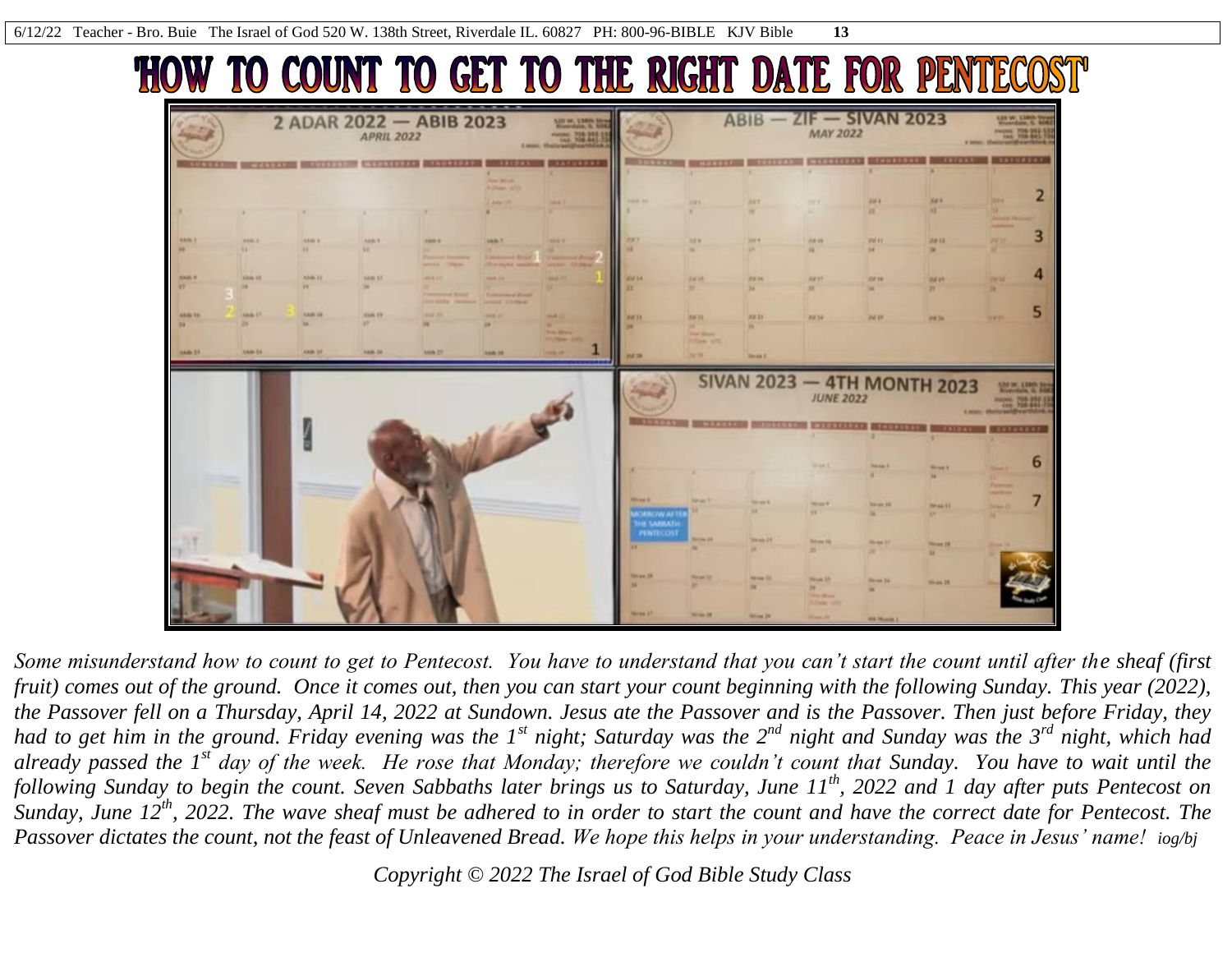# 'HOW TO COUNT TO GET TO THE RIGHT DATE FOR PENTECOST'

*Some misunderstand how to count to get to Pentecost. You have to understand that you can't start the count until after the sheaf (first fruit) comes out of the ground. Once it comes out, then you can start your count beginning with the following Sunday. This year (2022), the Passover fell on a Thursday, April 14, 2022 at Sundown. Jesus ate the Passover and is the Passover. Then just before Friday, they had to get him in the ground. Friday evening was the 1st night; Saturday was the 2nd night and Sunday was the 3rd night, which had already passed the 1st day of the week. He rose that Monday; therefore we couldn't count that Sunday. You have to wait until the following Sunday to begin the count. Seven Sabbaths later brings us to Saturday, June 11th, 2022 and 1 day after puts Pentecost on Sunday, June 12th, 2022. The wave sheaf must be adhered to in order to start the count and have the correct date for Pentecost. The Passover dictates the count, not the feast of Unleavened Bread. We hope this helps in your understanding. Peace in Jesus' name!* iog/bj

*Copyright © 2022 The Israel of God Bible Study Class*